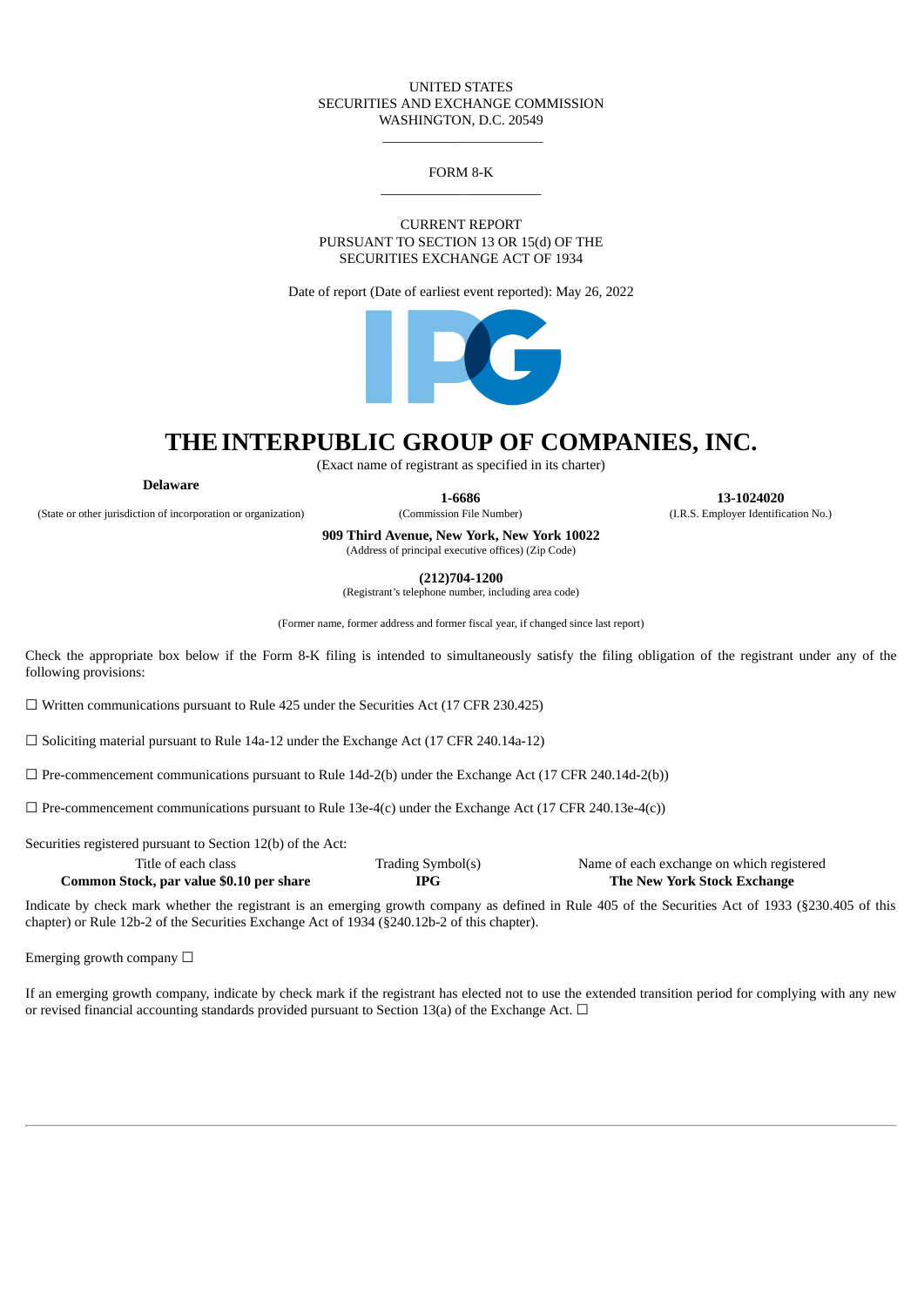UNITED STATES
SECURITIES AND EXCHANGE COMMISSION
WASHINGTON, D.C. 20549

---

FORM 8-K

---

CURRENT REPORT
PURSUANT TO SECTION 13 OR 15(d) OF THE
SECURITIES EXCHANGE ACT OF 1934

Date of report (Date of earliest event reported): May 26, 2022

# THE INTERPUBLIC GROUP OF COMPANIES, INC.

(Exact name of registrant as specified in its charter)

| **Delaware** | **1-6686** | **13-1024020** |
|---|---|---|
| (State or other jurisdiction of incorporation or organization) | (Commission File Number) | (I.R.S. Employer Identification No.) |

**909 Third Avenue, New York, New York 10022**
(Address of principal executive offices) (Zip Code)

**(212)704-1200**
(Registrant's telephone number, including area code)

(Former name, former address and former fiscal year, if changed since last report)

Check the appropriate box below if the Form 8-K filing is intended to simultaneously satisfy the filing obligation of the registrant under any of the following provisions:

☐ Written communications pursuant to Rule 425 under the Securities Act (17 CFR 230.425)

☐ Soliciting material pursuant to Rule 14a-12 under the Exchange Act (17 CFR 240.14a-12)

☐ Pre-commencement communications pursuant to Rule 14d-2(b) under the Exchange Act (17 CFR 240.14d-2(b))

☐ Pre-commencement communications pursuant to Rule 13e-4(c) under the Exchange Act (17 CFR 240.13e-4(c))

Securities registered pursuant to Section 12(b) of the Act:

| Title of each class | Trading Symbol(s) | Name of each exchange on which registered |
|---|---|---|
| **Common Stock, par value $0.10 per share** | **IPG** | **The New York Stock Exchange** |

Indicate by check mark whether the registrant is an emerging growth company as defined in Rule 405 of the Securities Act of 1933 (§230.405 of this chapter) or Rule 12b-2 of the Securities Exchange Act of 1934 (§240.12b-2 of this chapter).

Emerging growth company ☐

If an emerging growth company, indicate by check mark if the registrant has elected not to use the extended transition period for complying with any new or revised financial accounting standards provided pursuant to Section 13(a) of the Exchange Act. ☐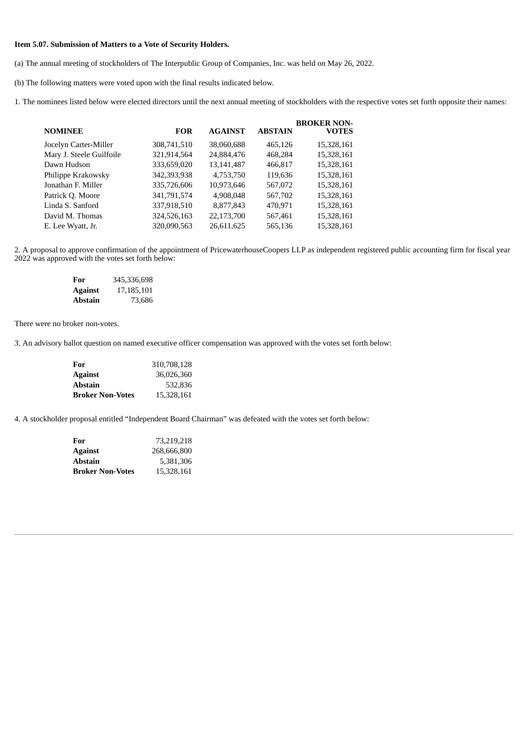**Item 5.07. Submission of Matters to a Vote of Security Holders.**

(a) The annual meeting of stockholders of The Interpublic Group of Companies, Inc. was held on May 26, 2022.

(b) The following matters were voted upon with the final results indicated below.

1. The nominees listed below were elected directors until the next annual meeting of stockholders with the respective votes set forth opposite their names:

| NOMINEE | FOR | AGAINST | ABSTAIN | BROKER NON-VOTES |
|---|---|---|---|---|
| Jocelyn Carter-Miller | 308,741,510 | 38,060,688 | 465,126 | 15,328,161 |
| Mary J. Steele Guilfoile | 321,914,564 | 24,884,476 | 468,284 | 15,328,161 |
| Dawn Hudson | 333,659,020 | 13,141,487 | 466,817 | 15,328,161 |
| Philippe Krakowsky | 342,393,938 | 4,753,750 | 119,636 | 15,328,161 |
| Jonathan F. Miller | 335,726,606 | 10,973,646 | 567,072 | 15,328,161 |
| Patrick Q. Moore | 341,791,574 | 4,908,048 | 567,702 | 15,328,161 |
| Linda S. Sanford | 337,918,510 | 8,877,843 | 470,971 | 15,328,161 |
| David M. Thomas | 324,526,163 | 22,173,700 | 567,461 | 15,328,161 |
| E. Lee Wyatt, Jr. | 320,090,563 | 26,611,625 | 565,136 | 15,328,161 |

2. A proposal to approve confirmation of the appointment of PricewaterhouseCoopers LLP as independent registered public accounting firm for fiscal year 2022 was approved with the votes set forth below:

| | |
|---|---|
| **For** | 345,336,698 |
| **Against** | 17,185,101 |
| **Abstain** | 73,686 |

There were no broker non-votes.

3. An advisory ballot question on named executive officer compensation was approved with the votes set forth below:

| | |
|---|---|
| **For** | 310,708,128 |
| **Against** | 36,026,360 |
| **Abstain** | 532,836 |
| **Broker Non-Votes** | 15,328,161 |

4. A stockholder proposal entitled "Independent Board Chairman" was defeated with the votes set forth below:

| | |
|---|---|
| **For** | 73,219,218 |
| **Against** | 268,666,800 |
| **Abstain** | 5,381,306 |
| **Broker Non-Votes** | 15,328,161 |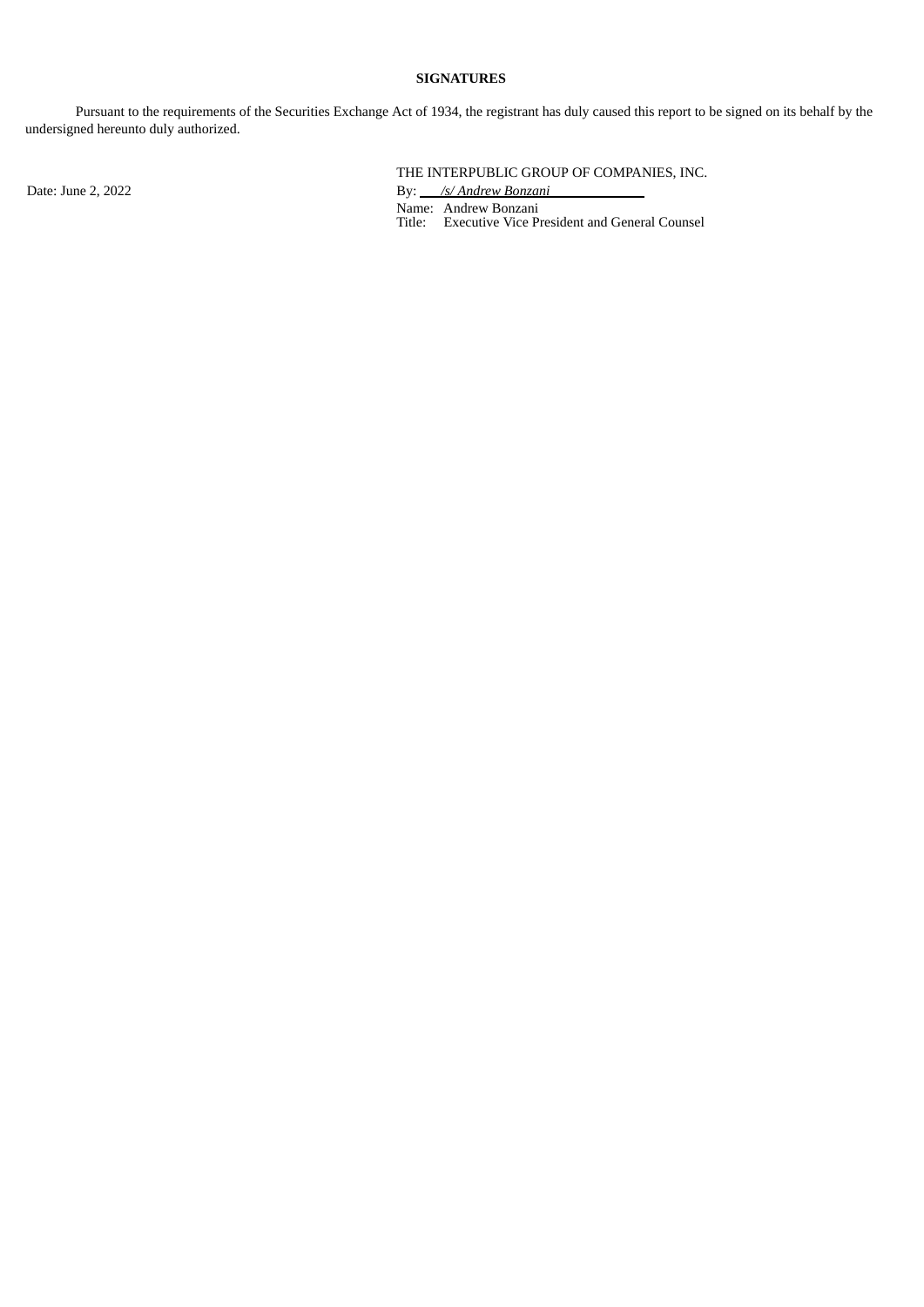**SIGNATURES**

Pursuant to the requirements of the Securities Exchange Act of 1934, the registrant has duly caused this report to be signed on its behalf by the undersigned hereunto duly authorized.

THE INTERPUBLIC GROUP OF COMPANIES, INC.

Date: June 2, 2022

By: */s/ Andrew Bonzani*

Name: Andrew Bonzani

Title: Executive Vice President and General Counsel